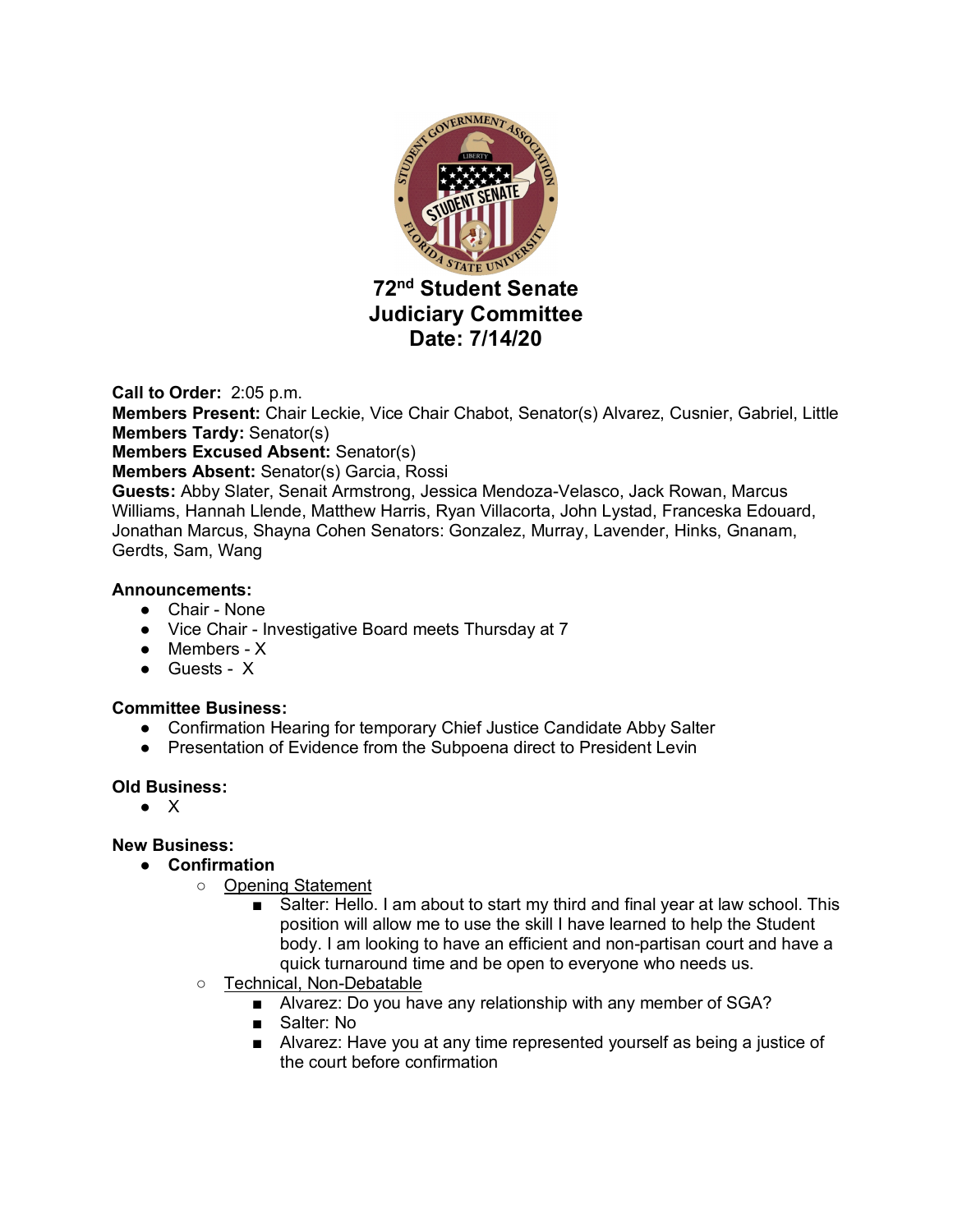# 72nd Student Senate
# Judiciary Committee
# Date: 7/14/20

**Call to Order:** 2:05 p.m.
**Members Present:** Chair Leckie, Vice Chair Chabot, Senator(s) Alvarez, Cusnier, Gabriel, Little
**Members Tardy:** Senator(s)
**Members Excused Absent:** Senator(s)
**Members Absent:** Senator(s) Garcia, Rossi
**Guests:** Abby Slater, Senait Armstrong, Jessica Mendoza-Velasco, Jack Rowan, Marcus Williams, Hannah Llende, Matthew Harris, Ryan Villacorta, John Lystad, Franceska Edouard, Jonathan Marcus, Shayna Cohen Senators: Gonzalez, Murray, Lavender, Hinks, Gnanam, Gerdts, Sam, Wang

**Announcements:**

- Chair - None
- Vice Chair - Investigative Board meets Thursday at 7
- Members - X
- Guests - X

**Committee Business:**

- Confirmation Hearing for temporary Chief Justice Candidate Abby Salter
- Presentation of Evidence from the Subpoena direct to President Levin

**Old Business:**

- X

**New Business:**

- **Confirmation**
  - Opening Statement
    - Salter: Hello. I am about to start my third and final year at law school. This position will allow me to use the skill I have learned to help the Student body. I am looking to have an efficient and non-partisan court and have a quick turnaround time and be open to everyone who needs us.
  - Technical, Non-Debatable
    - Alvarez: Do you have any relationship with any member of SGA?
    - Salter: No
    - Alvarez: Have you at any time represented yourself as being a justice of the court before confirmation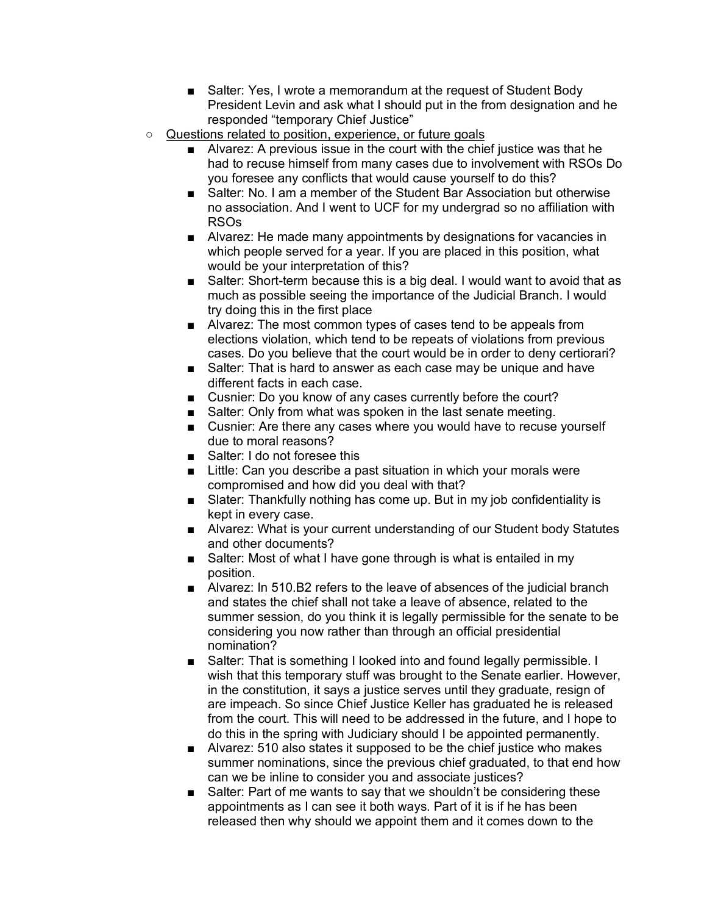- Salter: Yes, I wrote a memorandum at the request of Student Body President Levin and ask what I should put in the from designation and he responded "temporary Chief Justice"
- Questions related to position, experience, or future goals
    - Alvarez: A previous issue in the court with the chief justice was that he had to recuse himself from many cases due to involvement with RSOs Do you foresee any conflicts that would cause yourself to do this?
    - Salter: No. I am a member of the Student Bar Association but otherwise no association. And I went to UCF for my undergrad so no affiliation with RSOs
    - Alvarez: He made many appointments by designations for vacancies in which people served for a year. If you are placed in this position, what would be your interpretation of this?
    - Salter: Short-term because this is a big deal. I would want to avoid that as much as possible seeing the importance of the Judicial Branch. I would try doing this in the first place
    - Alvarez: The most common types of cases tend to be appeals from elections violation, which tend to be repeats of violations from previous cases. Do you believe that the court would be in order to deny certiorari?
    - Salter: That is hard to answer as each case may be unique and have different facts in each case.
    - Cusnier: Do you know of any cases currently before the court?
    - Salter: Only from what was spoken in the last senate meeting.
    - Cusnier: Are there any cases where you would have to recuse yourself due to moral reasons?
    - Salter: I do not foresee this
    - Little: Can you describe a past situation in which your morals were compromised and how did you deal with that?
    - Slater: Thankfully nothing has come up. But in my job confidentiality is kept in every case.
    - Alvarez: What is your current understanding of our Student body Statutes and other documents?
    - Salter: Most of what I have gone through is what is entailed in my position.
    - Alvarez: In 510.B2 refers to the leave of absences of the judicial branch and states the chief shall not take a leave of absence, related to the summer session, do you think it is legally permissible for the senate to be considering you now rather than through an official presidential nomination?
    - Salter: That is something I looked into and found legally permissible. I wish that this temporary stuff was brought to the Senate earlier. However, in the constitution, it says a justice serves until they graduate, resign of are impeach. So since Chief Justice Keller has graduated he is released from the court. This will need to be addressed in the future, and I hope to do this in the spring with Judiciary should I be appointed permanently.
    - Alvarez: 510 also states it supposed to be the chief justice who makes summer nominations, since the previous chief graduated, to that end how can we be inline to consider you and associate justices?
    - Salter: Part of me wants to say that we shouldn't be considering these appointments as I can see it both ways. Part of it is if he has been released then why should we appoint them and it comes down to the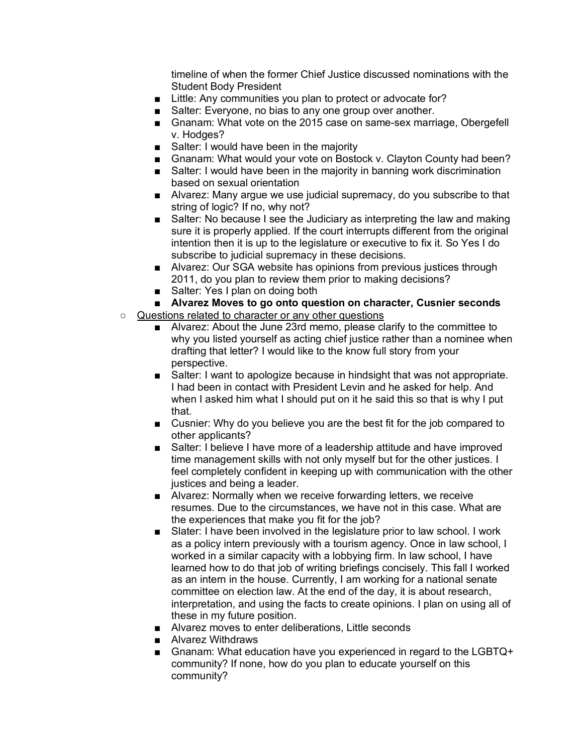timeline of when the former Chief Justice discussed nominations with the Student Body President

- Little: Any communities you plan to protect or advocate for?
- Salter: Everyone, no bias to any one group over another.
- Gnanam: What vote on the 2015 case on same-sex marriage, Obergefell v. Hodges?
- Salter: I would have been in the majority
- Gnanam: What would your vote on Bostock v. Clayton County had been?
- Salter: I would have been in the majority in banning work discrimination based on sexual orientation
- Alvarez: Many argue we use judicial supremacy, do you subscribe to that string of logic? If no, why not?
- Salter: No because I see the Judiciary as interpreting the law and making sure it is properly applied. If the court interrupts different from the original intention then it is up to the legislature or executive to fix it. So Yes I do subscribe to judicial supremacy in these decisions.
- Alvarez: Our SGA website has opinions from previous justices through 2011, do you plan to review them prior to making decisions?
- Salter: Yes I plan on doing both
- **Alvarez Moves to go onto question on character, Cusnier seconds**

- Questions related to character or any other questions
  - Alvarez: About the June 23rd memo, please clarify to the committee to why you listed yourself as acting chief justice rather than a nominee when drafting that letter? I would like to the know full story from your perspective.
  - Salter: I want to apologize because in hindsight that was not appropriate. I had been in contact with President Levin and he asked for help. And when I asked him what I should put on it he said this so that is why I put that.
  - Cusnier: Why do you believe you are the best fit for the job compared to other applicants?
  - Salter: I believe I have more of a leadership attitude and have improved time management skills with not only myself but for the other justices. I feel completely confident in keeping up with communication with the other justices and being a leader.
  - Alvarez: Normally when we receive forwarding letters, we receive resumes. Due to the circumstances, we have not in this case. What are the experiences that make you fit for the job?
  - Slater: I have been involved in the legislature prior to law school. I work as a policy intern previously with a tourism agency. Once in law school, I worked in a similar capacity with a lobbying firm. In law school, I have learned how to do that job of writing briefings concisely. This fall I worked as an intern in the house. Currently, I am working for a national senate committee on election law. At the end of the day, it is about research, interpretation, and using the facts to create opinions. I plan on using all of these in my future position.
  - Alvarez moves to enter deliberations, Little seconds
  - Alvarez Withdraws
  - Gnanam: What education have you experienced in regard to the LGBTQ+ community? If none, how do you plan to educate yourself on this community?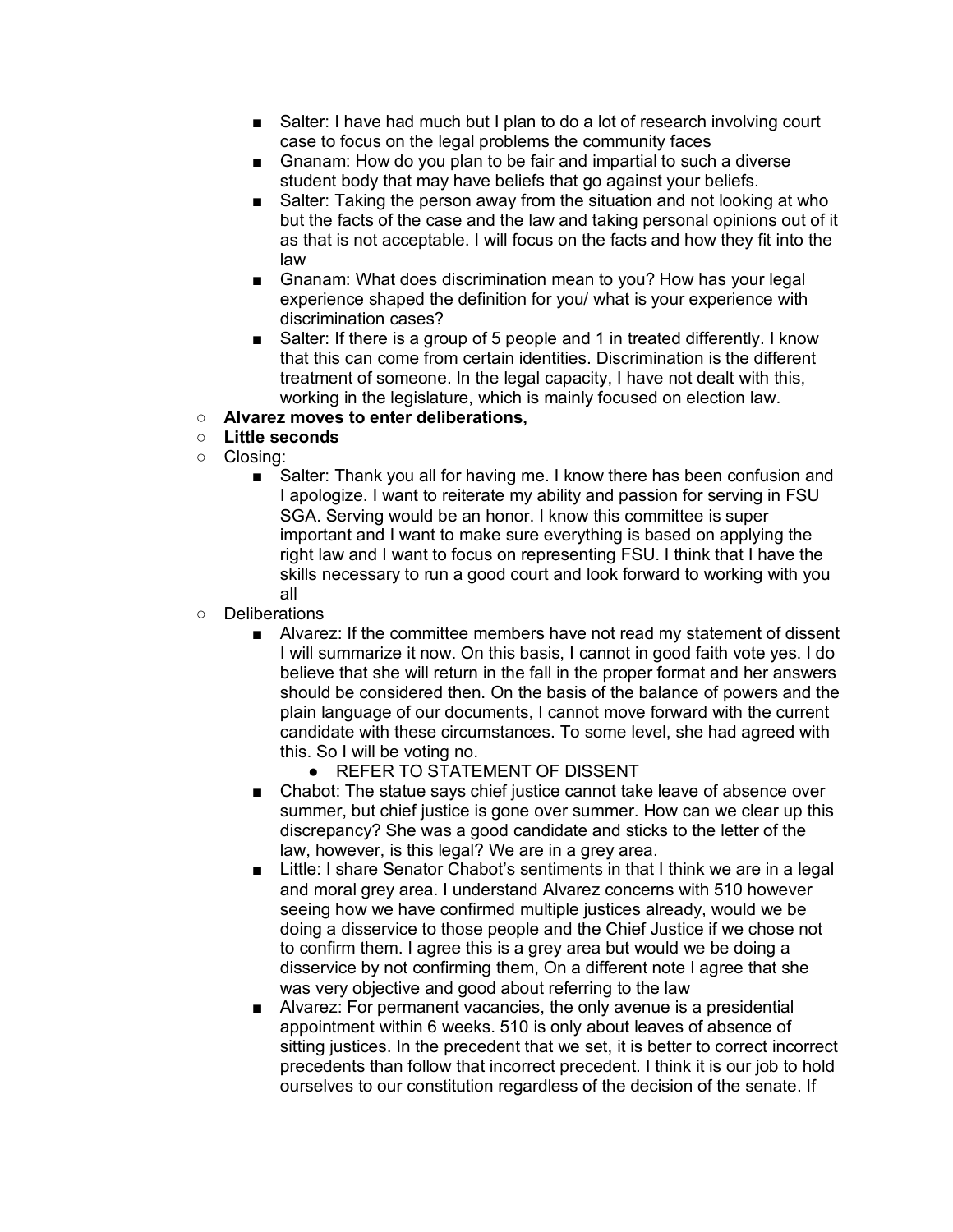- Salter: I have had much but I plan to do a lot of research involving court case to focus on the legal problems the community faces
        - Gnanam: How do you plan to be fair and impartial to such a diverse student body that may have beliefs that go against your beliefs.
        - Salter: Taking the person away from the situation and not looking at who but the facts of the case and the law and taking personal opinions out of it as that is not acceptable. I will focus on the facts and how they fit into the law
        - Gnanam: What does discrimination mean to you? How has your legal experience shaped the definition for you/ what is your experience with discrimination cases?
        - Salter: If there is a group of 5 people and 1 in treated differently. I know that this can come from certain identities. Discrimination is the different treatment of someone. In the legal capacity, I have not dealt with this, working in the legislature, which is mainly focused on election law.
    - **Alvarez moves to enter deliberations,**
    - **Little seconds**
    - Closing:
        - Salter: Thank you all for having me. I know there has been confusion and I apologize. I want to reiterate my ability and passion for serving in FSU SGA. Serving would be an honor. I know this committee is super important and I want to make sure everything is based on applying the right law and I want to focus on representing FSU. I think that I have the skills necessary to run a good court and look forward to working with you all
    - Deliberations
        - Alvarez: If the committee members have not read my statement of dissent I will summarize it now. On this basis, I cannot in good faith vote yes. I do believe that she will return in the fall in the proper format and her answers should be considered then. On the basis of the balance of powers and the plain language of our documents, I cannot move forward with the current candidate with these circumstances. To some level, she had agreed with this. So I will be voting no.
            - REFER TO STATEMENT OF DISSENT
        - Chabot: The statue says chief justice cannot take leave of absence over summer, but chief justice is gone over summer. How can we clear up this discrepancy? She was a good candidate and sticks to the letter of the law, however, is this legal? We are in a grey area.
        - Little: I share Senator Chabot's sentiments in that I think we are in a legal and moral grey area. I understand Alvarez concerns with 510 however seeing how we have confirmed multiple justices already, would we be doing a disservice to those people and the Chief Justice if we chose not to confirm them. I agree this is a grey area but would we be doing a disservice by not confirming them, On a different note I agree that she was very objective and good about referring to the law
        - Alvarez: For permanent vacancies, the only avenue is a presidential appointment within 6 weeks. 510 is only about leaves of absence of sitting justices. In the precedent that we set, it is better to correct incorrect precedents than follow that incorrect precedent. I think it is our job to hold ourselves to our constitution regardless of the decision of the senate. If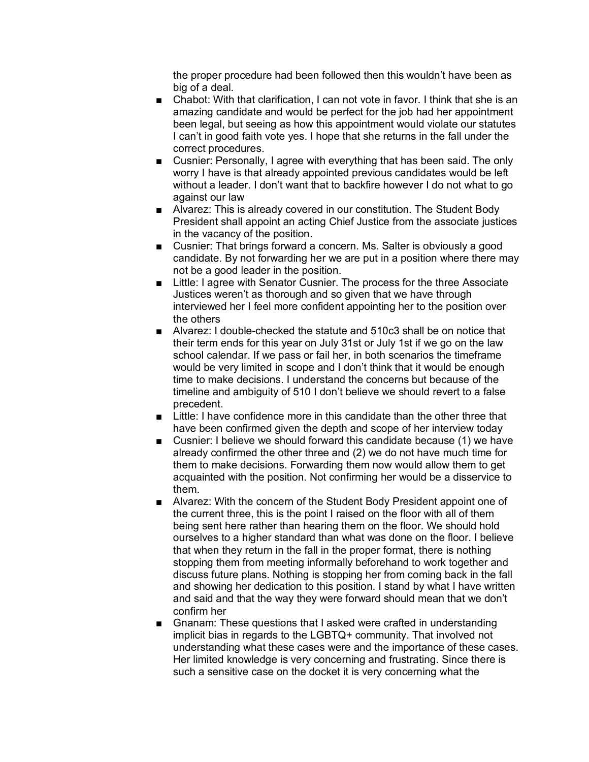the proper procedure had been followed then this wouldn't have been as big of a deal.

- Chabot: With that clarification, I can not vote in favor. I think that she is an amazing candidate and would be perfect for the job had her appointment been legal, but seeing as how this appointment would violate our statutes I can't in good faith vote yes. I hope that she returns in the fall under the correct procedures.
- Cusnier: Personally, I agree with everything that has been said. The only worry I have is that already appointed previous candidates would be left without a leader. I don't want that to backfire however I do not what to go against our law
- Alvarez: This is already covered in our constitution. The Student Body President shall appoint an acting Chief Justice from the associate justices in the vacancy of the position.
- Cusnier: That brings forward a concern. Ms. Salter is obviously a good candidate. By not forwarding her we are put in a position where there may not be a good leader in the position.
- Little: I agree with Senator Cusnier. The process for the three Associate Justices weren't as thorough and so given that we have through interviewed her I feel more confident appointing her to the position over the others
- Alvarez: I double-checked the statute and 510c3 shall be on notice that their term ends for this year on July 31st or July 1st if we go on the law school calendar. If we pass or fail her, in both scenarios the timeframe would be very limited in scope and I don't think that it would be enough time to make decisions. I understand the concerns but because of the timeline and ambiguity of 510 I don't believe we should revert to a false precedent.
- Little: I have confidence more in this candidate than the other three that have been confirmed given the depth and scope of her interview today
- Cusnier: I believe we should forward this candidate because (1) we have already confirmed the other three and (2) we do not have much time for them to make decisions. Forwarding them now would allow them to get acquainted with the position. Not confirming her would be a disservice to them.
- Alvarez: With the concern of the Student Body President appoint one of the current three, this is the point I raised on the floor with all of them being sent here rather than hearing them on the floor. We should hold ourselves to a higher standard than what was done on the floor. I believe that when they return in the fall in the proper format, there is nothing stopping them from meeting informally beforehand to work together and discuss future plans. Nothing is stopping her from coming back in the fall and showing her dedication to this position. I stand by what I have written and said and that the way they were forward should mean that we don't confirm her
- Gnanam: These questions that I asked were crafted in understanding implicit bias in regards to the LGBTQ+ community. That involved not understanding what these cases were and the importance of these cases. Her limited knowledge is very concerning and frustrating. Since there is such a sensitive case on the docket it is very concerning what the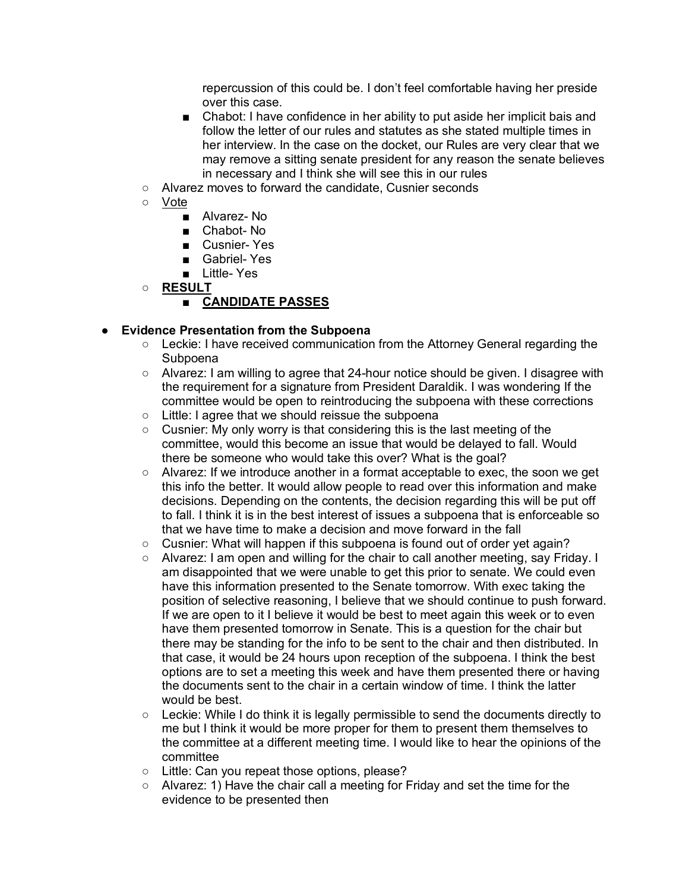repercussion of this could be. I don't feel comfortable having her preside over this case.

        - Chabot: I have confidence in her ability to put aside her implicit bais and follow the letter of our rules and statutes as she stated multiple times in her interview. In the case on the docket, our Rules are very clear that we may remove a sitting senate president for any reason the senate believes in necessary and I think she will see this in our rules
    - Alvarez moves to forward the candidate, Cusnier seconds
    - <u>Vote</u>
        - Alvarez- No
        - Chabot- No
        - Cusnier- Yes
        - Gabriel- Yes
        - Little- Yes
    - **<u>RESULT</u>**
        - **<u>CANDIDATE PASSES</u>**

- **Evidence Presentation from the Subpoena**
    - Leckie: I have received communication from the Attorney General regarding the Subpoena
    - Alvarez: I am willing to agree that 24-hour notice should be given. I disagree with the requirement for a signature from President Daraldik. I was wondering If the committee would be open to reintroducing the subpoena with these corrections
    - Little: I agree that we should reissue the subpoena
    - Cusnier: My only worry is that considering this is the last meeting of the committee, would this become an issue that would be delayed to fall. Would there be someone who would take this over? What is the goal?
    - Alvarez: If we introduce another in a format acceptable to exec, the soon we get this info the better. It would allow people to read over this information and make decisions. Depending on the contents, the decision regarding this will be put off to fall. I think it is in the best interest of issues a subpoena that is enforceable so that we have time to make a decision and move forward in the fall
    - Cusnier: What will happen if this subpoena is found out of order yet again?
    - Alvarez: I am open and willing for the chair to call another meeting, say Friday. I am disappointed that we were unable to get this prior to senate. We could even have this information presented to the Senate tomorrow. With exec taking the position of selective reasoning, I believe that we should continue to push forward. If we are open to it I believe it would be best to meet again this week or to even have them presented tomorrow in Senate. This is a question for the chair but there may be standing for the info to be sent to the chair and then distributed. In that case, it would be 24 hours upon reception of the subpoena. I think the best options are to set a meeting this week and have them presented there or having the documents sent to the chair in a certain window of time. I think the latter would be best.
    - Leckie: While I do think it is legally permissible to send the documents directly to me but I think it would be more proper for them to present them themselves to the committee at a different meeting time. I would like to hear the opinions of the committee
    - Little: Can you repeat those options, please?
    - Alvarez: 1) Have the chair call a meeting for Friday and set the time for the evidence to be presented then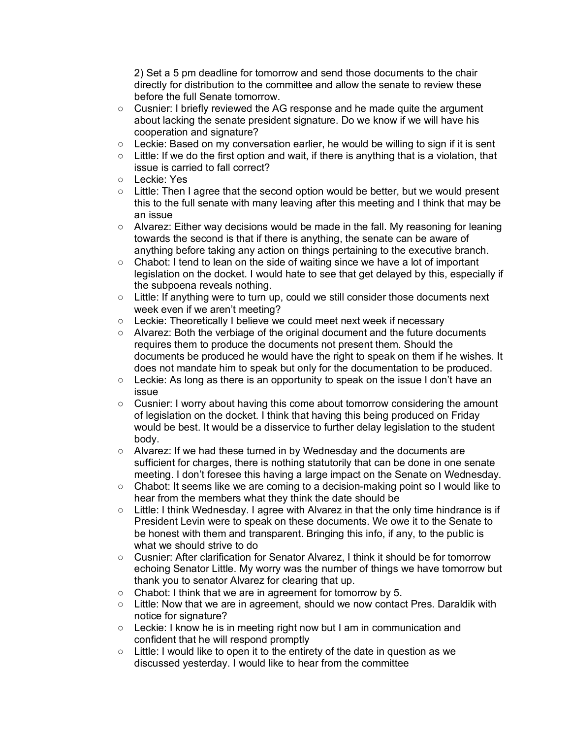2) Set a 5 pm deadline for tomorrow and send those documents to the chair directly for distribution to the committee and allow the senate to review these before the full Senate tomorrow.

- Cusnier: I briefly reviewed the AG response and he made quite the argument about lacking the senate president signature. Do we know if we will have his cooperation and signature?
- Leckie: Based on my conversation earlier, he would be willing to sign if it is sent
- Little: If we do the first option and wait, if there is anything that is a violation, that issue is carried to fall correct?
- Leckie: Yes
- Little: Then I agree that the second option would be better, but we would present this to the full senate with many leaving after this meeting and I think that may be an issue
- Alvarez: Either way decisions would be made in the fall. My reasoning for leaning towards the second is that if there is anything, the senate can be aware of anything before taking any action on things pertaining to the executive branch.
- Chabot: I tend to lean on the side of waiting since we have a lot of important legislation on the docket. I would hate to see that get delayed by this, especially if the subpoena reveals nothing.
- Little: If anything were to turn up, could we still consider those documents next week even if we aren't meeting?
- Leckie: Theoretically I believe we could meet next week if necessary
- Alvarez: Both the verbiage of the original document and the future documents requires them to produce the documents not present them. Should the documents be produced he would have the right to speak on them if he wishes. It does not mandate him to speak but only for the documentation to be produced.
- Leckie: As long as there is an opportunity to speak on the issue I don't have an issue
- Cusnier: I worry about having this come about tomorrow considering the amount of legislation on the docket. I think that having this being produced on Friday would be best. It would be a disservice to further delay legislation to the student body.
- Alvarez: If we had these turned in by Wednesday and the documents are sufficient for charges, there is nothing statutorily that can be done in one senate meeting. I don't foresee this having a large impact on the Senate on Wednesday.
- Chabot: It seems like we are coming to a decision-making point so I would like to hear from the members what they think the date should be
- Little: I think Wednesday. I agree with Alvarez in that the only time hindrance is if President Levin were to speak on these documents. We owe it to the Senate to be honest with them and transparent. Bringing this info, if any, to the public is what we should strive to do
- Cusnier: After clarification for Senator Alvarez, I think it should be for tomorrow echoing Senator Little. My worry was the number of things we have tomorrow but thank you to senator Alvarez for clearing that up.
- Chabot: I think that we are in agreement for tomorrow by 5.
- Little: Now that we are in agreement, should we now contact Pres. Daraldik with notice for signature?
- Leckie: I know he is in meeting right now but I am in communication and confident that he will respond promptly
- Little: I would like to open it to the entirety of the date in question as we discussed yesterday. I would like to hear from the committee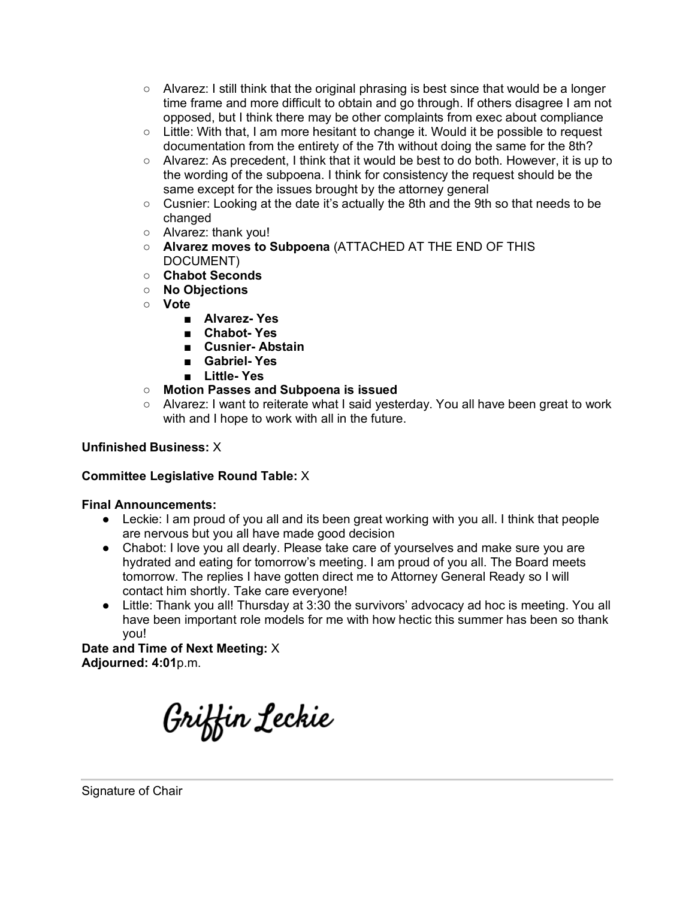- Alvarez: I still think that the original phrasing is best since that would be a longer time frame and more difficult to obtain and go through. If others disagree I am not opposed, but I think there may be other complaints from exec about compliance
- Little: With that, I am more hesitant to change it. Would it be possible to request documentation from the entirety of the 7th without doing the same for the 8th?
- Alvarez: As precedent, I think that it would be best to do both. However, it is up to the wording of the subpoena. I think for consistency the request should be the same except for the issues brought by the attorney general
- Cusnier: Looking at the date it's actually the 8th and the 9th so that needs to be changed
- Alvarez: thank you!
- **Alvarez moves to Subpoena** (ATTACHED AT THE END OF THIS DOCUMENT)
- **Chabot Seconds**
- **No Objections**
- **Vote**
  - **Alvarez- Yes**
  - **Chabot- Yes**
  - **Cusnier- Abstain**
  - **Gabriel- Yes**
  - **Little- Yes**
- **Motion Passes and Subpoena is issued**
- Alvarez: I want to reiterate what I said yesterday. You all have been great to work with and I hope to work with all in the future.

**Unfinished Business:** X

**Committee Legislative Round Table:** X

**Final Announcements:**

- Leckie: I am proud of you all and its been great working with you all. I think that people are nervous but you all have made good decision
- Chabot: I love you all dearly. Please take care of yourselves and make sure you are hydrated and eating for tomorrow's meeting. I am proud of you all. The Board meets tomorrow. The replies I have gotten direct me to Attorney General Ready so I will contact him shortly. Take care everyone!
- Little: Thank you all! Thursday at 3:30 the survivors' advocacy ad hoc is meeting. You all have been important role models for me with how hectic this summer has been so thank you!

**Date and Time of Next Meeting:** X
**Adjourned: 4:01**p.m.

Griffin Leckie

Signature of Chair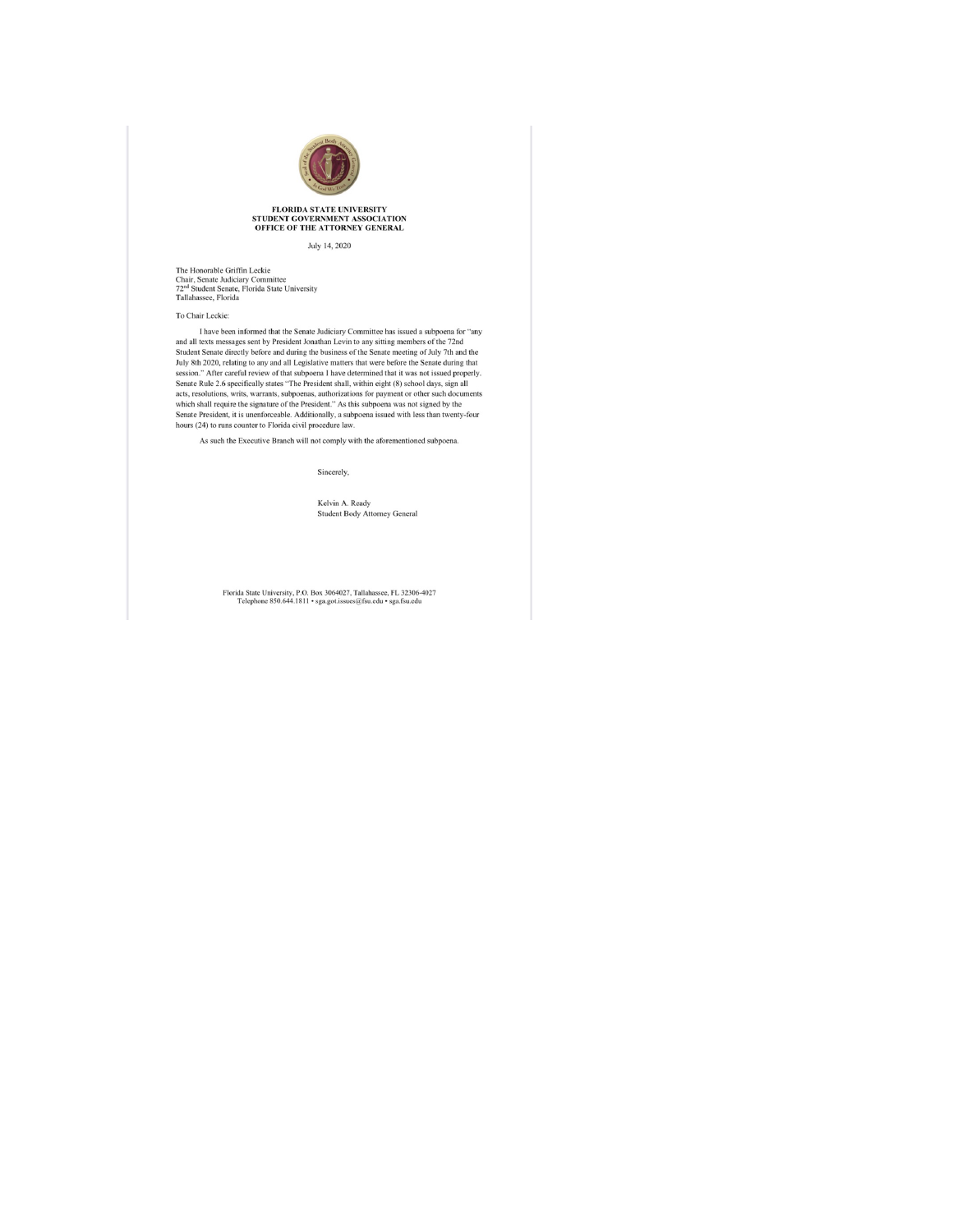**FLORIDA STATE UNIVERSITY**
**STUDENT GOVERNMENT ASSOCIATION**
**OFFICE OF THE ATTORNEY GENERAL**

July 14, 2020

The Honorable Griffin Leckie
Chair, Senate Judiciary Committee
72nd Student Senate, Florida State University
Tallahassee, Florida

To Chair Leckie:

I have been informed that the Senate Judiciary Committee has issued a subpoena for "any and all texts messages sent by President Jonathan Levin to any sitting members of the 72nd Student Senate directly before and during the business of the Senate meeting of July 7th and the July 8th 2020, relating to any and all Legislative matters that were before the Senate during that session." After careful review of that subpoena I have determined that it was not issued properly. Senate Rule 2.6 specifically states "The President shall, within eight (8) school days, sign all acts, resolutions, writs, warrants, subpoenas, authorizations for payment or other such documents which shall require the signature of the President." As this subpoena was not signed by the Senate President, it is unenforceable. Additionally, a subpoena issued with less than twenty-four hours (24) to runs counter to Florida civil procedure law.

As such the Executive Branch will not comply with the aforementioned subpoena.

Sincerely,

Kelvin A. Ready
Student Body Attorney General

Florida State University, P.O. Box 3064027, Tallahassee, FL 32306-4027
Telephone 850.644.1811 • sga.got.issues@fsu.edu • sga.fsu.edu